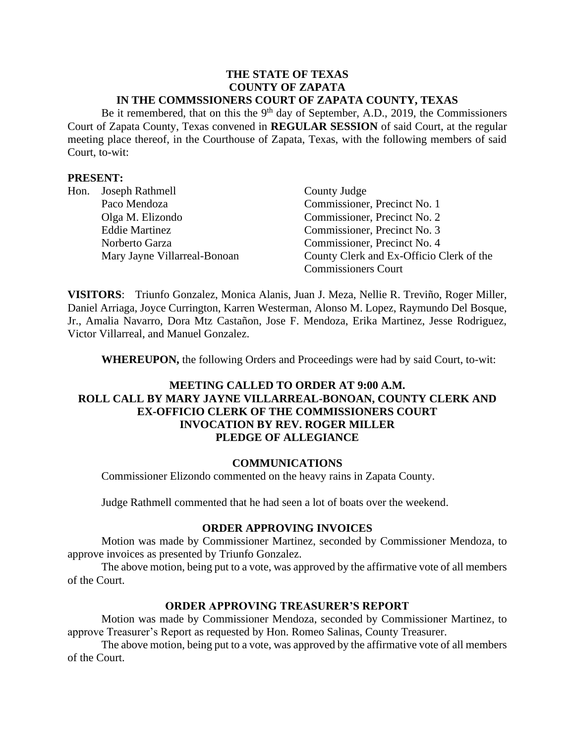**THE STATE OF TEXAS**
**COUNTY OF ZAPATA**
**IN THE COMMSSIONERS COURT OF ZAPATA COUNTY, TEXAS**

Be it remembered, that on this the 9th day of September, A.D., 2019, the Commissioners Court of Zapata County, Texas convened in **REGULAR SESSION** of said Court, at the regular meeting place thereof, in the Courthouse of Zapata, Texas, with the following members of said Court, to-wit:

**PRESENT:**

| | | |
|---|---|---|
| Hon. | Joseph Rathmell | County Judge |
| | Paco Mendoza | Commissioner, Precinct No. 1 |
| | Olga M. Elizondo | Commissioner, Precinct No. 2 |
| | Eddie Martinez | Commissioner, Precinct No. 3 |
| | Norberto Garza | Commissioner, Precinct No. 4 |
| | Mary Jayne Villarreal-Bonoan | County Clerk and Ex-Officio Clerk of the Commissioners Court |

**VISITORS**: Triunfo Gonzalez, Monica Alanis, Juan J. Meza, Nellie R. Treviño, Roger Miller, Daniel Arriaga, Joyce Currington, Karren Westerman, Alonso M. Lopez, Raymundo Del Bosque, Jr., Amalia Navarro, Dora Mtz Castañon, Jose F. Mendoza, Erika Martinez, Jesse Rodriguez, Victor Villarreal, and Manuel Gonzalez.

**WHEREUPON,** the following Orders and Proceedings were had by said Court, to-wit:

**MEETING CALLED TO ORDER AT 9:00 A.M.**
**ROLL CALL BY MARY JAYNE VILLARREAL-BONOAN, COUNTY CLERK AND EX-OFFICIO CLERK OF THE COMMISSIONERS COURT**
**INVOCATION BY REV. ROGER MILLER**
**PLEDGE OF ALLEGIANCE**

**COMMUNICATIONS**

Commissioner Elizondo commented on the heavy rains in Zapata County.

Judge Rathmell commented that he had seen a lot of boats over the weekend.

**ORDER APPROVING INVOICES**

Motion was made by Commissioner Martinez, seconded by Commissioner Mendoza, to approve invoices as presented by Triunfo Gonzalez.

The above motion, being put to a vote, was approved by the affirmative vote of all members of the Court.

**ORDER APPROVING TREASURER'S REPORT**

Motion was made by Commissioner Mendoza, seconded by Commissioner Martinez, to approve Treasurer's Report as requested by Hon. Romeo Salinas, County Treasurer.

The above motion, being put to a vote, was approved by the affirmative vote of all members of the Court.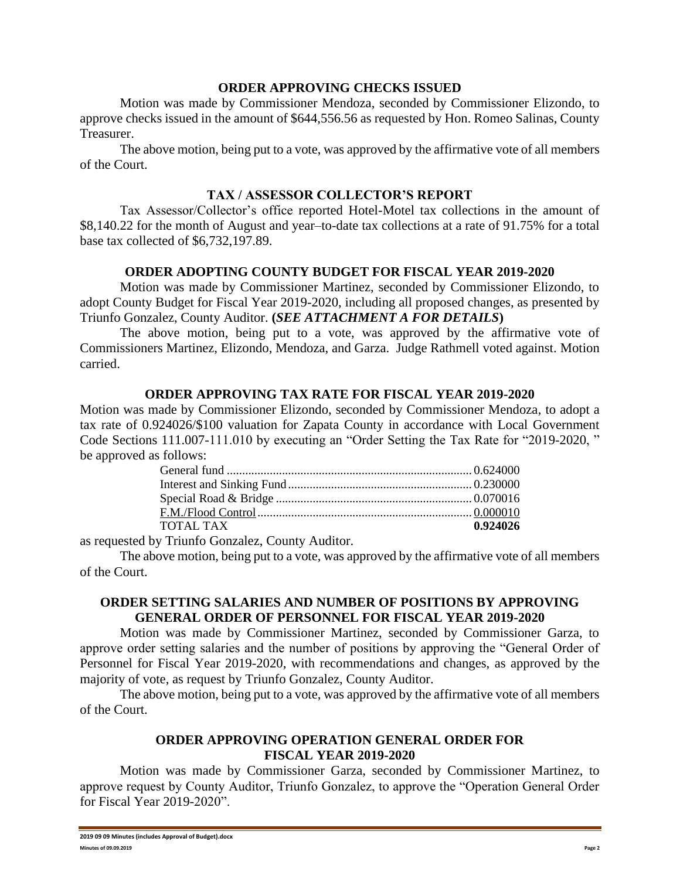### ORDER APPROVING CHECKS ISSUED

Motion was made by Commissioner Mendoza, seconded by Commissioner Elizondo, to approve checks issued in the amount of $644,556.56 as requested by Hon. Romeo Salinas, County Treasurer.

The above motion, being put to a vote, was approved by the affirmative vote of all members of the Court.

### TAX / ASSESSOR COLLECTOR'S REPORT

Tax Assessor/Collector's office reported Hotel-Motel tax collections in the amount of $8,140.22 for the month of August and year–to-date tax collections at a rate of 91.75% for a total base tax collected of $6,732,197.89.

### ORDER ADOPTING COUNTY BUDGET FOR FISCAL YEAR 2019-2020

Motion was made by Commissioner Martinez, seconded by Commissioner Elizondo, to adopt County Budget for Fiscal Year 2019-2020, including all proposed changes, as presented by Triunfo Gonzalez, County Auditor. **(*SEE ATTACHMENT A FOR DETAILS*)**

The above motion, being put to a vote, was approved by the affirmative vote of Commissioners Martinez, Elizondo, Mendoza, and Garza. Judge Rathmell voted against. Motion carried.

### ORDER APPROVING TAX RATE FOR FISCAL YEAR 2019-2020

Motion was made by Commissioner Elizondo, seconded by Commissioner Mendoza, to adopt a tax rate of 0.924026/$100 valuation for Zapata County in accordance with Local Government Code Sections 111.007-111.010 by executing an "Order Setting the Tax Rate for "2019-2020, " be approved as follows:

| | |
|---|---|
| General fund | 0.624000 |
| Interest and Sinking Fund | 0.230000 |
| Special Road & Bridge | 0.070016 |
| F.M./Flood Control | 0.000010 |
| TOTAL TAX | **0.924026** |

as requested by Triunfo Gonzalez, County Auditor.

The above motion, being put to a vote, was approved by the affirmative vote of all members of the Court.

### ORDER SETTING SALARIES AND NUMBER OF POSITIONS BY APPROVING GENERAL ORDER OF PERSONNEL FOR FISCAL YEAR 2019-2020

Motion was made by Commissioner Martinez, seconded by Commissioner Garza, to approve order setting salaries and the number of positions by approving the "General Order of Personnel for Fiscal Year 2019-2020, with recommendations and changes, as approved by the majority of vote, as request by Triunfo Gonzalez, County Auditor.

The above motion, being put to a vote, was approved by the affirmative vote of all members of the Court.

### ORDER APPROVING OPERATION GENERAL ORDER FOR FISCAL YEAR 2019-2020

Motion was made by Commissioner Garza, seconded by Commissioner Martinez, to approve request by County Auditor, Triunfo Gonzalez, to approve the "Operation General Order for Fiscal Year 2019-2020".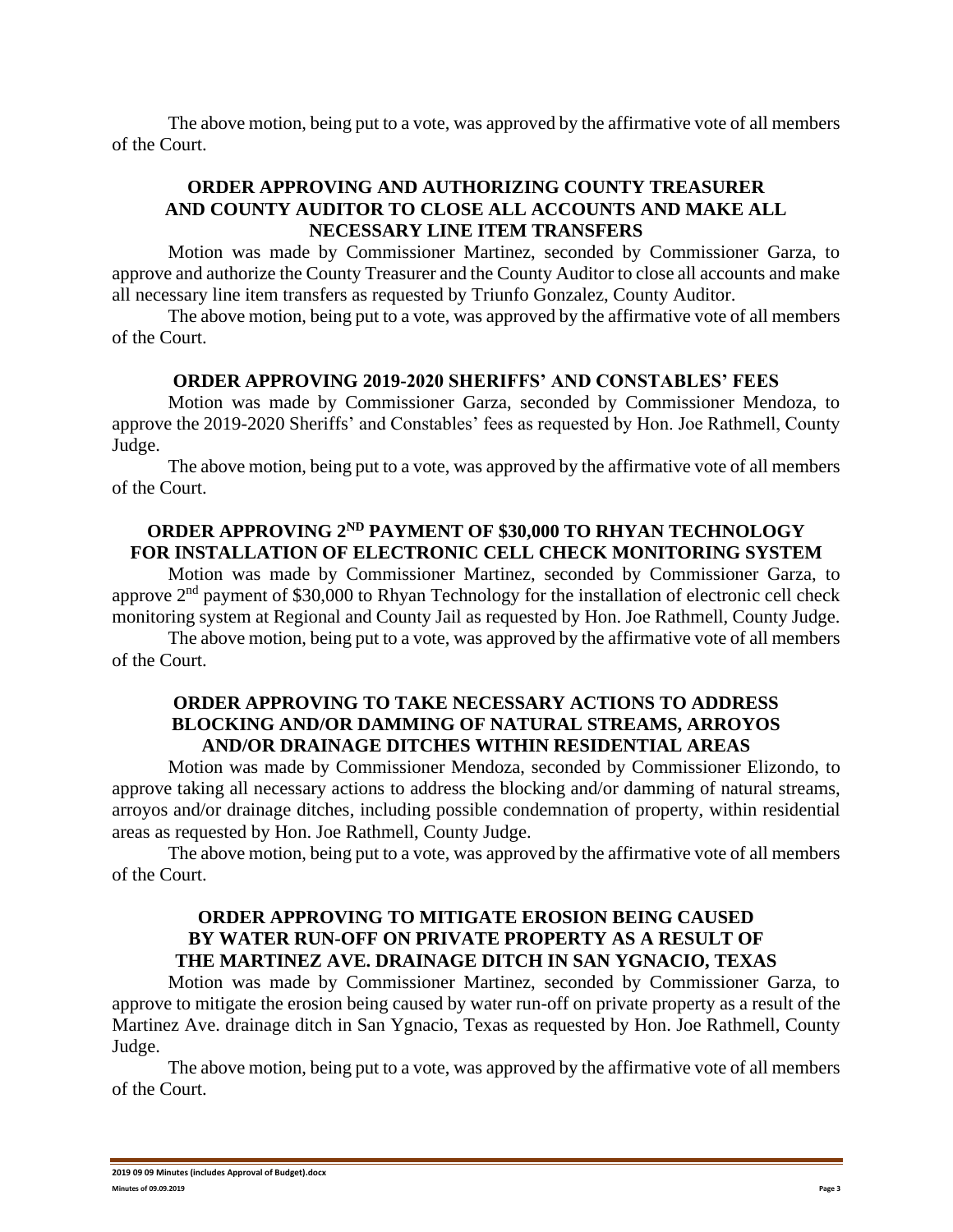The above motion, being put to a vote, was approved by the affirmative vote of all members of the Court.

**ORDER APPROVING AND AUTHORIZING COUNTY TREASURER AND COUNTY AUDITOR TO CLOSE ALL ACCOUNTS AND MAKE ALL NECESSARY LINE ITEM TRANSFERS**

Motion was made by Commissioner Martinez, seconded by Commissioner Garza, to approve and authorize the County Treasurer and the County Auditor to close all accounts and make all necessary line item transfers as requested by Triunfo Gonzalez, County Auditor.

The above motion, being put to a vote, was approved by the affirmative vote of all members of the Court.

**ORDER APPROVING 2019-2020 SHERIFFS' AND CONSTABLES' FEES**

Motion was made by Commissioner Garza, seconded by Commissioner Mendoza, to approve the 2019-2020 Sheriffs' and Constables' fees as requested by Hon. Joe Rathmell, County Judge.

The above motion, being put to a vote, was approved by the affirmative vote of all members of the Court.

**ORDER APPROVING 2ND PAYMENT OF $30,000 TO RHYAN TECHNOLOGY FOR INSTALLATION OF ELECTRONIC CELL CHECK MONITORING SYSTEM**

Motion was made by Commissioner Martinez, seconded by Commissioner Garza, to approve 2nd payment of $30,000 to Rhyan Technology for the installation of electronic cell check monitoring system at Regional and County Jail as requested by Hon. Joe Rathmell, County Judge.

The above motion, being put to a vote, was approved by the affirmative vote of all members of the Court.

**ORDER APPROVING TO TAKE NECESSARY ACTIONS TO ADDRESS BLOCKING AND/OR DAMMING OF NATURAL STREAMS, ARROYOS AND/OR DRAINAGE DITCHES WITHIN RESIDENTIAL AREAS**

Motion was made by Commissioner Mendoza, seconded by Commissioner Elizondo, to approve taking all necessary actions to address the blocking and/or damming of natural streams, arroyos and/or drainage ditches, including possible condemnation of property, within residential areas as requested by Hon. Joe Rathmell, County Judge.

The above motion, being put to a vote, was approved by the affirmative vote of all members of the Court.

**ORDER APPROVING TO MITIGATE EROSION BEING CAUSED BY WATER RUN-OFF ON PRIVATE PROPERTY AS A RESULT OF THE MARTINEZ AVE. DRAINAGE DITCH IN SAN YGNACIO, TEXAS**

Motion was made by Commissioner Martinez, seconded by Commissioner Garza, to approve to mitigate the erosion being caused by water run-off on private property as a result of the Martinez Ave. drainage ditch in San Ygnacio, Texas as requested by Hon. Joe Rathmell, County Judge.

The above motion, being put to a vote, was approved by the affirmative vote of all members of the Court.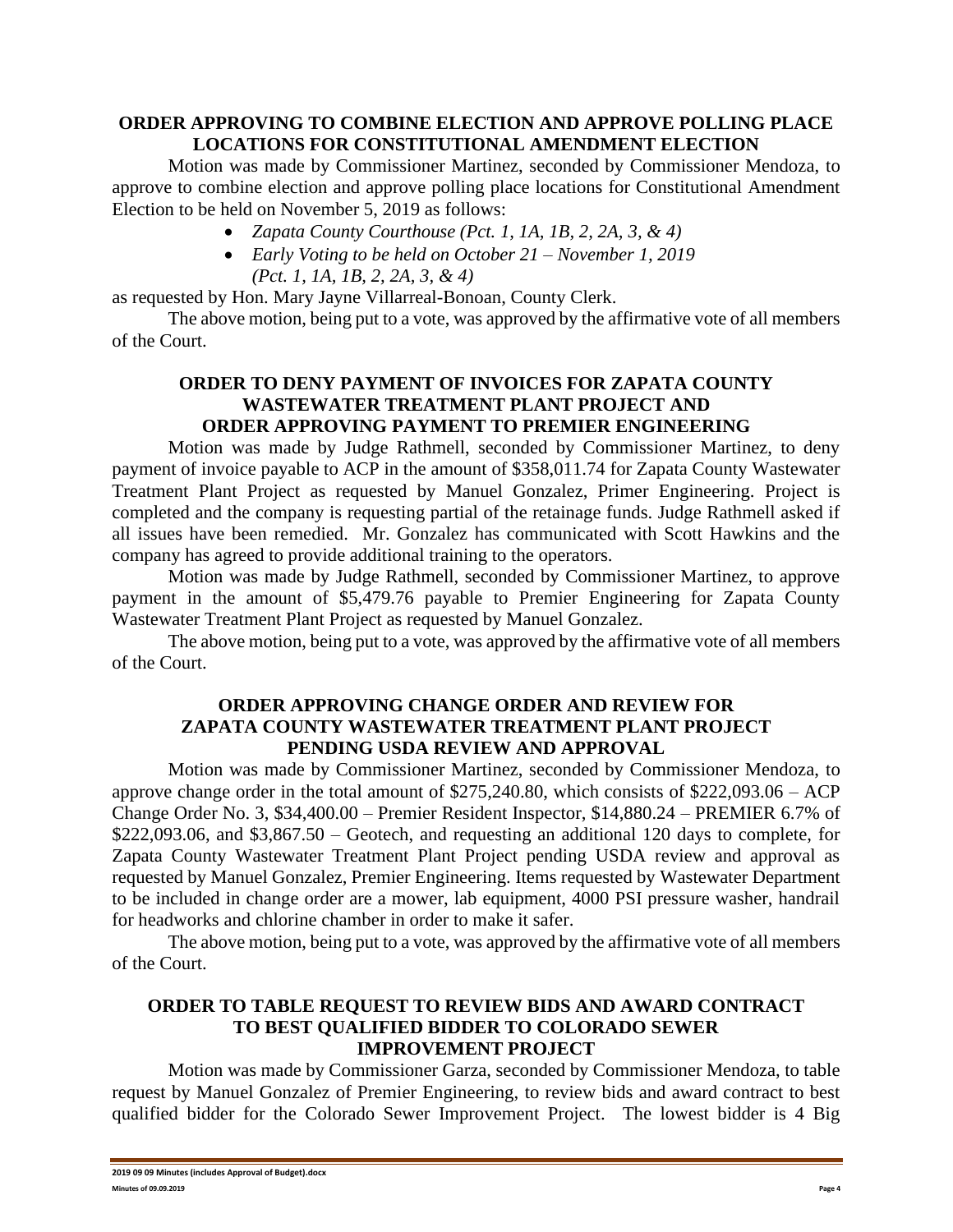**ORDER APPROVING TO COMBINE ELECTION AND APPROVE POLLING PLACE LOCATIONS FOR CONSTITUTIONAL AMENDMENT ELECTION**

Motion was made by Commissioner Martinez, seconded by Commissioner Mendoza, to approve to combine election and approve polling place locations for Constitutional Amendment Election to be held on November 5, 2019 as follows:

- *Zapata County Courthouse (Pct. 1, 1A, 1B, 2, 2A, 3, & 4)*
- *Early Voting to be held on October 21 – November 1, 2019 (Pct. 1, 1A, 1B, 2, 2A, 3, & 4)*

as requested by Hon. Mary Jayne Villarreal-Bonoan, County Clerk.

The above motion, being put to a vote, was approved by the affirmative vote of all members of the Court.

**ORDER TO DENY PAYMENT OF INVOICES FOR ZAPATA COUNTY WASTEWATER TREATMENT PLANT PROJECT AND ORDER APPROVING PAYMENT TO PREMIER ENGINEERING**

Motion was made by Judge Rathmell, seconded by Commissioner Martinez, to deny payment of invoice payable to ACP in the amount of $358,011.74 for Zapata County Wastewater Treatment Plant Project as requested by Manuel Gonzalez, Primer Engineering. Project is completed and the company is requesting partial of the retainage funds. Judge Rathmell asked if all issues have been remedied. Mr. Gonzalez has communicated with Scott Hawkins and the company has agreed to provide additional training to the operators.

Motion was made by Judge Rathmell, seconded by Commissioner Martinez, to approve payment in the amount of $5,479.76 payable to Premier Engineering for Zapata County Wastewater Treatment Plant Project as requested by Manuel Gonzalez.

The above motion, being put to a vote, was approved by the affirmative vote of all members of the Court.

**ORDER APPROVING CHANGE ORDER AND REVIEW FOR ZAPATA COUNTY WASTEWATER TREATMENT PLANT PROJECT PENDING USDA REVIEW AND APPROVAL**

Motion was made by Commissioner Martinez, seconded by Commissioner Mendoza, to approve change order in the total amount of $275,240.80, which consists of $222,093.06 – ACP Change Order No. 3, $34,400.00 – Premier Resident Inspector, $14,880.24 – PREMIER 6.7% of $222,093.06, and $3,867.50 – Geotech, and requesting an additional 120 days to complete, for Zapata County Wastewater Treatment Plant Project pending USDA review and approval as requested by Manuel Gonzalez, Premier Engineering. Items requested by Wastewater Department to be included in change order are a mower, lab equipment, 4000 PSI pressure washer, handrail for headworks and chlorine chamber in order to make it safer.

The above motion, being put to a vote, was approved by the affirmative vote of all members of the Court.

**ORDER TO TABLE REQUEST TO REVIEW BIDS AND AWARD CONTRACT TO BEST QUALIFIED BIDDER TO COLORADO SEWER IMPROVEMENT PROJECT**

Motion was made by Commissioner Garza, seconded by Commissioner Mendoza, to table request by Manuel Gonzalez of Premier Engineering, to review bids and award contract to best qualified bidder for the Colorado Sewer Improvement Project. The lowest bidder is 4 Big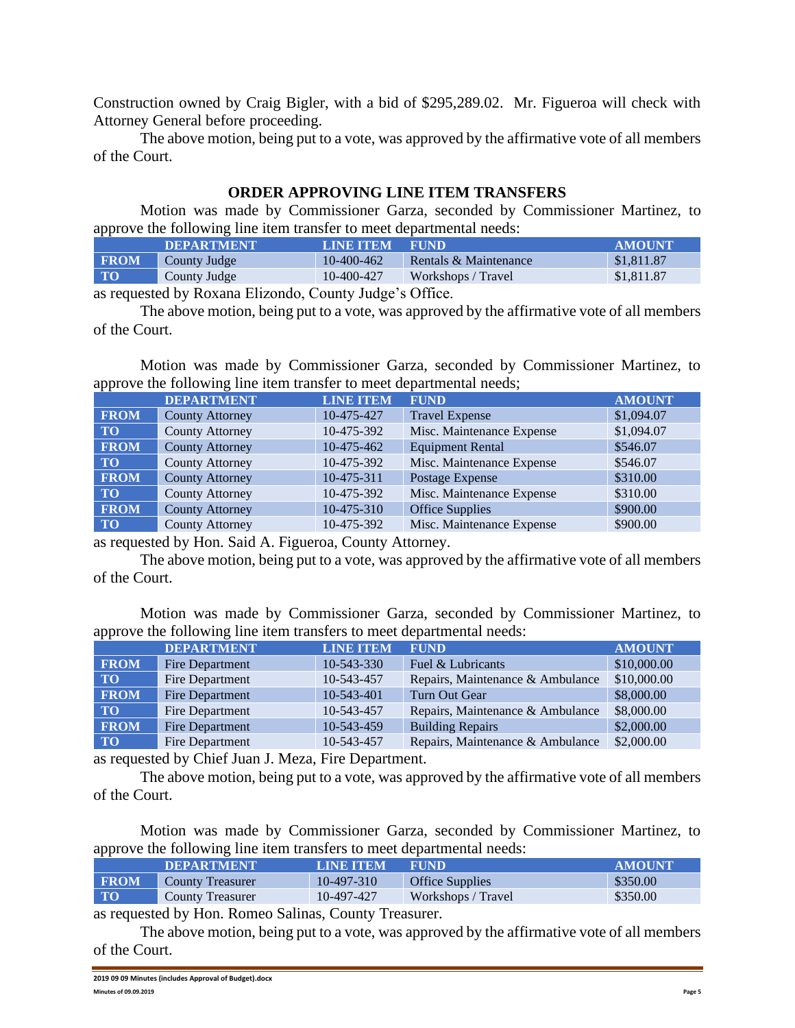Construction owned by Craig Bigler, with a bid of $295,289.02. Mr. Figueroa will check with Attorney General before proceeding.

The above motion, being put to a vote, was approved by the affirmative vote of all members of the Court.

### ORDER APPROVING LINE ITEM TRANSFERS

Motion was made by Commissioner Garza, seconded by Commissioner Martinez, to approve the following line item transfer to meet departmental needs:

| | DEPARTMENT | LINE ITEM | FUND | AMOUNT |
|---|---|---|---|---|
| FROM | County Judge | 10-400-462 | Rentals & Maintenance | $1,811.87 |
| TO | County Judge | 10-400-427 | Workshops / Travel | $1,811.87 |

as requested by Roxana Elizondo, County Judge's Office.

The above motion, being put to a vote, was approved by the affirmative vote of all members of the Court.

Motion was made by Commissioner Garza, seconded by Commissioner Martinez, to approve the following line item transfer to meet departmental needs;

| | DEPARTMENT | LINE ITEM | FUND | AMOUNT |
|---|---|---|---|---|
| FROM | County Attorney | 10-475-427 | Travel Expense | $1,094.07 |
| TO | County Attorney | 10-475-392 | Misc. Maintenance Expense | $1,094.07 |
| FROM | County Attorney | 10-475-462 | Equipment Rental | $546.07 |
| TO | County Attorney | 10-475-392 | Misc. Maintenance Expense | $546.07 |
| FROM | County Attorney | 10-475-311 | Postage Expense | $310.00 |
| TO | County Attorney | 10-475-392 | Misc. Maintenance Expense | $310.00 |
| FROM | County Attorney | 10-475-310 | Office Supplies | $900.00 |
| TO | County Attorney | 10-475-392 | Misc. Maintenance Expense | $900.00 |

as requested by Hon. Said A. Figueroa, County Attorney.

The above motion, being put to a vote, was approved by the affirmative vote of all members of the Court.

Motion was made by Commissioner Garza, seconded by Commissioner Martinez, to approve the following line item transfers to meet departmental needs:

| | DEPARTMENT | LINE ITEM | FUND | AMOUNT |
|---|---|---|---|---|
| FROM | Fire Department | 10-543-330 | Fuel & Lubricants | $10,000.00 |
| TO | Fire Department | 10-543-457 | Repairs, Maintenance & Ambulance | $10,000.00 |
| FROM | Fire Department | 10-543-401 | Turn Out Gear | $8,000.00 |
| TO | Fire Department | 10-543-457 | Repairs, Maintenance & Ambulance | $8,000.00 |
| FROM | Fire Department | 10-543-459 | Building Repairs | $2,000.00 |
| TO | Fire Department | 10-543-457 | Repairs, Maintenance & Ambulance | $2,000.00 |

as requested by Chief Juan J. Meza, Fire Department.

The above motion, being put to a vote, was approved by the affirmative vote of all members of the Court.

Motion was made by Commissioner Garza, seconded by Commissioner Martinez, to approve the following line item transfers to meet departmental needs:

| | DEPARTMENT | LINE ITEM | FUND | AMOUNT |
|---|---|---|---|---|
| FROM | County Treasurer | 10-497-310 | Office Supplies | $350.00 |
| TO | County Treasurer | 10-497-427 | Workshops / Travel | $350.00 |

as requested by Hon. Romeo Salinas, County Treasurer.

The above motion, being put to a vote, was approved by the affirmative vote of all members of the Court.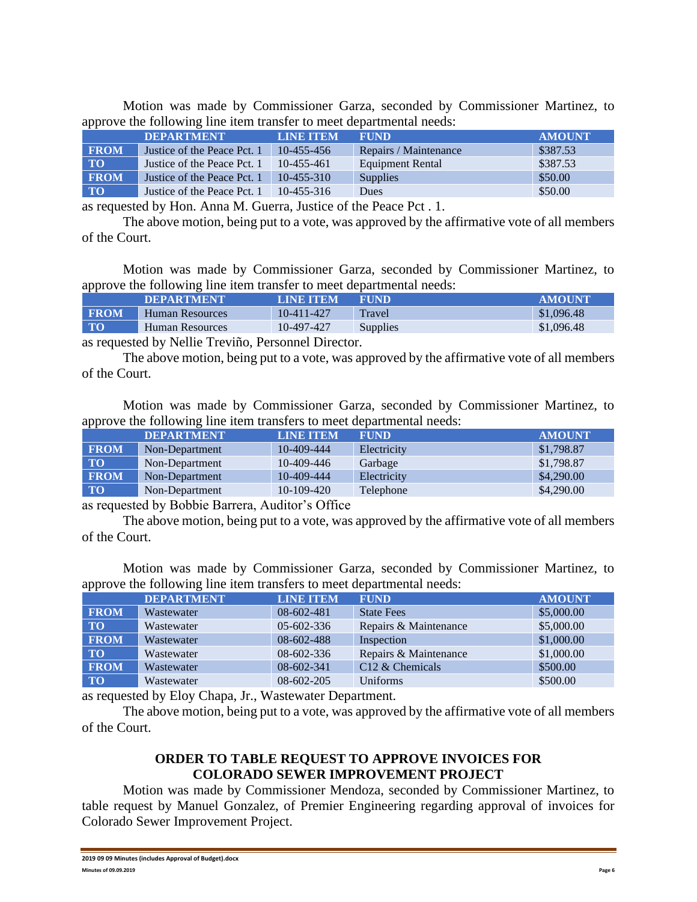Motion was made by Commissioner Garza, seconded by Commissioner Martinez, to approve the following line item transfer to meet departmental needs:

| | DEPARTMENT | LINE ITEM | FUND | AMOUNT |
|---|---|---|---|---|
| FROM | Justice of the Peace Pct. 1 | 10-455-456 | Repairs / Maintenance | $387.53 |
| TO | Justice of the Peace Pct. 1 | 10-455-461 | Equipment Rental | $387.53 |
| FROM | Justice of the Peace Pct. 1 | 10-455-310 | Supplies | $50.00 |
| TO | Justice of the Peace Pct. 1 | 10-455-316 | Dues | $50.00 |

as requested by Hon. Anna M. Guerra, Justice of the Peace Pct . 1.

The above motion, being put to a vote, was approved by the affirmative vote of all members of the Court.

Motion was made by Commissioner Garza, seconded by Commissioner Martinez, to approve the following line item transfer to meet departmental needs:

| | DEPARTMENT | LINE ITEM | FUND | AMOUNT |
|---|---|---|---|---|
| FROM | Human Resources | 10-411-427 | Travel | $1,096.48 |
| TO | Human Resources | 10-497-427 | Supplies | $1,096.48 |

as requested by Nellie Treviño, Personnel Director.

The above motion, being put to a vote, was approved by the affirmative vote of all members of the Court.

Motion was made by Commissioner Garza, seconded by Commissioner Martinez, to approve the following line item transfers to meet departmental needs:

| | DEPARTMENT | LINE ITEM | FUND | AMOUNT |
|---|---|---|---|---|
| FROM | Non-Department | 10-409-444 | Electricity | $1,798.87 |
| TO | Non-Department | 10-409-446 | Garbage | $1,798.87 |
| FROM | Non-Department | 10-409-444 | Electricity | $4,290.00 |
| TO | Non-Department | 10-109-420 | Telephone | $4,290.00 |

as requested by Bobbie Barrera, Auditor's Office

The above motion, being put to a vote, was approved by the affirmative vote of all members of the Court.

Motion was made by Commissioner Garza, seconded by Commissioner Martinez, to approve the following line item transfers to meet departmental needs:

| | DEPARTMENT | LINE ITEM | FUND | AMOUNT |
|---|---|---|---|---|
| FROM | Wastewater | 08-602-481 | State Fees | $5,000.00 |
| TO | Wastewater | 05-602-336 | Repairs & Maintenance | $5,000.00 |
| FROM | Wastewater | 08-602-488 | Inspection | $1,000.00 |
| TO | Wastewater | 08-602-336 | Repairs & Maintenance | $1,000.00 |
| FROM | Wastewater | 08-602-341 | C12 & Chemicals | $500.00 |
| TO | Wastewater | 08-602-205 | Uniforms | $500.00 |

as requested by Eloy Chapa, Jr., Wastewater Department.

The above motion, being put to a vote, was approved by the affirmative vote of all members of the Court.

## ORDER TO TABLE REQUEST TO APPROVE INVOICES FOR COLORADO SEWER IMPROVEMENT PROJECT

Motion was made by Commissioner Mendoza, seconded by Commissioner Martinez, to table request by Manuel Gonzalez, of Premier Engineering regarding approval of invoices for Colorado Sewer Improvement Project.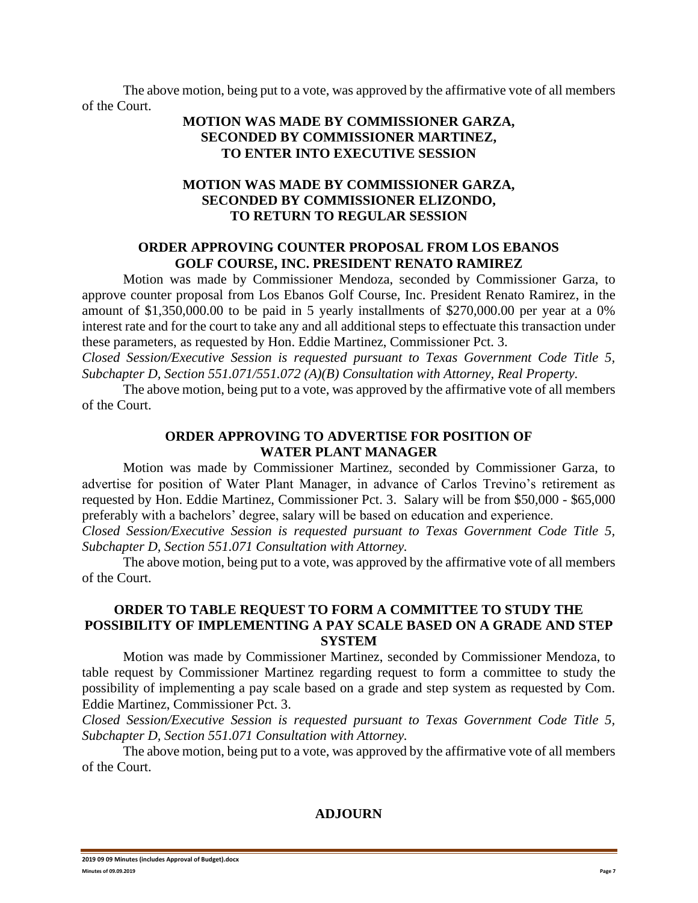The above motion, being put to a vote, was approved by the affirmative vote of all members of the Court.

**MOTION WAS MADE BY COMMISSIONER GARZA, SECONDED BY COMMISSIONER MARTINEZ, TO ENTER INTO EXECUTIVE SESSION**

**MOTION WAS MADE BY COMMISSIONER GARZA, SECONDED BY COMMISSIONER ELIZONDO, TO RETURN TO REGULAR SESSION**

**ORDER APPROVING COUNTER PROPOSAL FROM LOS EBANOS GOLF COURSE, INC. PRESIDENT RENATO RAMIREZ**

Motion was made by Commissioner Mendoza, seconded by Commissioner Garza, to approve counter proposal from Los Ebanos Golf Course, Inc. President Renato Ramirez, in the amount of $1,350,000.00 to be paid in 5 yearly installments of $270,000.00 per year at a 0% interest rate and for the court to take any and all additional steps to effectuate this transaction under these parameters, as requested by Hon. Eddie Martinez, Commissioner Pct. 3.

*Closed Session/Executive Session is requested pursuant to Texas Government Code Title 5, Subchapter D, Section 551.071/551.072 (A)(B) Consultation with Attorney, Real Property.*

The above motion, being put to a vote, was approved by the affirmative vote of all members of the Court.

**ORDER APPROVING TO ADVERTISE FOR POSITION OF WATER PLANT MANAGER**

Motion was made by Commissioner Martinez, seconded by Commissioner Garza, to advertise for position of Water Plant Manager, in advance of Carlos Trevino's retirement as requested by Hon. Eddie Martinez, Commissioner Pct. 3. Salary will be from $50,000 - $65,000 preferably with a bachelors' degree, salary will be based on education and experience.

*Closed Session/Executive Session is requested pursuant to Texas Government Code Title 5, Subchapter D, Section 551.071 Consultation with Attorney.*

The above motion, being put to a vote, was approved by the affirmative vote of all members of the Court.

**ORDER TO TABLE REQUEST TO FORM A COMMITTEE TO STUDY THE POSSIBILITY OF IMPLEMENTING A PAY SCALE BASED ON A GRADE AND STEP SYSTEM**

Motion was made by Commissioner Martinez, seconded by Commissioner Mendoza, to table request by Commissioner Martinez regarding request to form a committee to study the possibility of implementing a pay scale based on a grade and step system as requested by Com. Eddie Martinez, Commissioner Pct. 3.

*Closed Session/Executive Session is requested pursuant to Texas Government Code Title 5, Subchapter D, Section 551.071 Consultation with Attorney.*

The above motion, being put to a vote, was approved by the affirmative vote of all members of the Court.

**ADJOURN**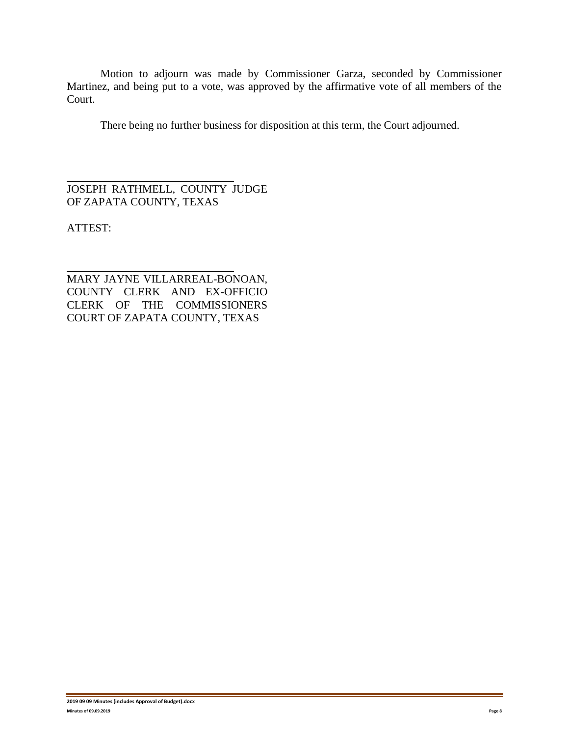Motion to adjourn was made by Commissioner Garza, seconded by Commissioner Martinez, and being put to a vote, was approved by the affirmative vote of all members of the Court.

There being no further business for disposition at this term, the Court adjourned.

\_\_\_\_\_\_\_\_\_\_\_\_\_\_\_\_\_\_\_\_\_\_\_\_\_\_\_\_\_\_

JOSEPH RATHMELL, COUNTY JUDGE
OF ZAPATA COUNTY, TEXAS

ATTEST:

\_\_\_\_\_\_\_\_\_\_\_\_\_\_\_\_\_\_\_\_\_\_\_\_\_\_\_\_\_\_

MARY JAYNE VILLARREAL-BONOAN,
COUNTY CLERK AND EX-OFFICIO
CLERK OF THE COMMISSIONERS
COURT OF ZAPATA COUNTY, TEXAS